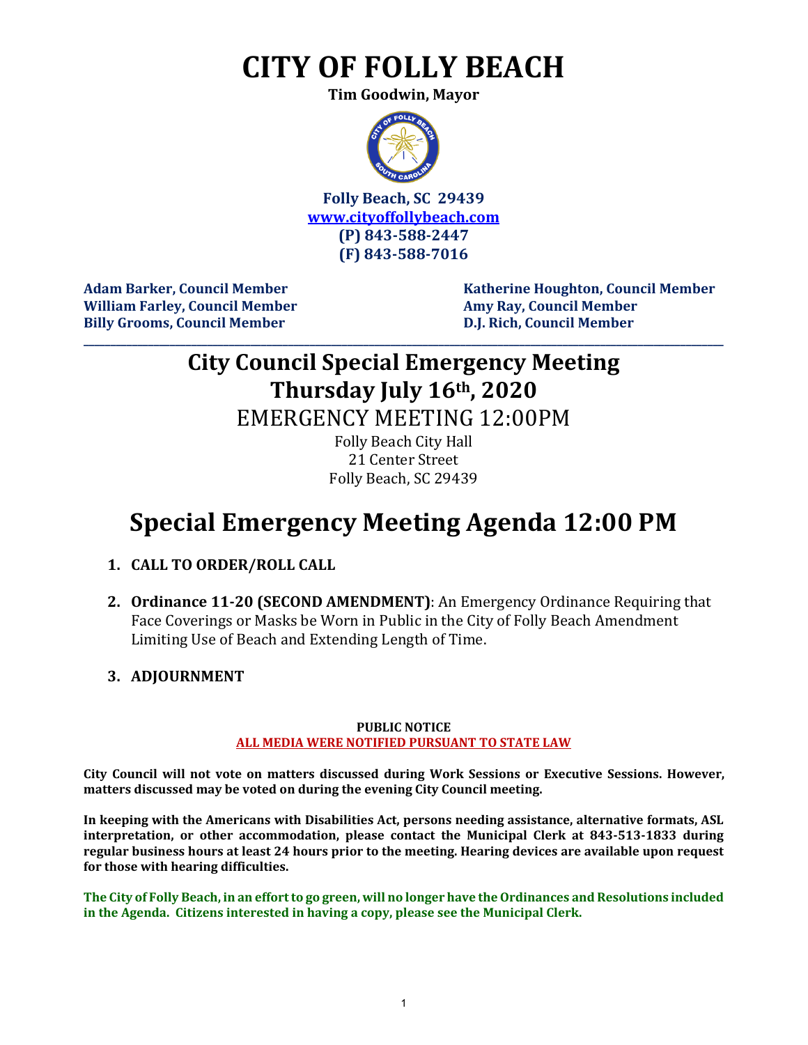# CITY OF FOLLY BEACH

**Tim Goodwin, Mayor**

**Folly Beach, SC 29439**
**www.cityoffollybeach.com**
**(P) 843-588-2447**
**(F) 843-588-7016**

**Adam Barker, Council Member**
**William Farley, Council Member**
**Billy Grooms, Council Member**
**Katherine Houghton, Council Member**
**Amy Ray, Council Member**
**D.J. Rich, Council Member**

---

## City Council Special Emergency Meeting
## Thursday July 16th, 2020

EMERGENCY MEETING 12:00PM

Folly Beach City Hall
21 Center Street
Folly Beach, SC 29439

# Special Emergency Meeting Agenda 12:00 PM

1. **CALL TO ORDER/ROLL CALL**

2. **Ordinance 11-20 (SECOND AMENDMENT)**: An Emergency Ordinance Requiring that Face Coverings or Masks be Worn in Public in the City of Folly Beach Amendment Limiting Use of Beach and Extending Length of Time.

3. **ADJOURNMENT**

**PUBLIC NOTICE**
**ALL MEDIA WERE NOTIFIED PURSUANT TO STATE LAW**

**City Council will not vote on matters discussed during Work Sessions or Executive Sessions. However, matters discussed may be voted on during the evening City Council meeting.**

**In keeping with the Americans with Disabilities Act, persons needing assistance, alternative formats, ASL interpretation, or other accommodation, please contact the Municipal Clerk at 843-513-1833 during regular business hours at least 24 hours prior to the meeting. Hearing devices are available upon request for those with hearing difficulties.**

**The City of Folly Beach, in an effort to go green, will no longer have the Ordinances and Resolutions included in the Agenda. Citizens interested in having a copy, please see the Municipal Clerk.**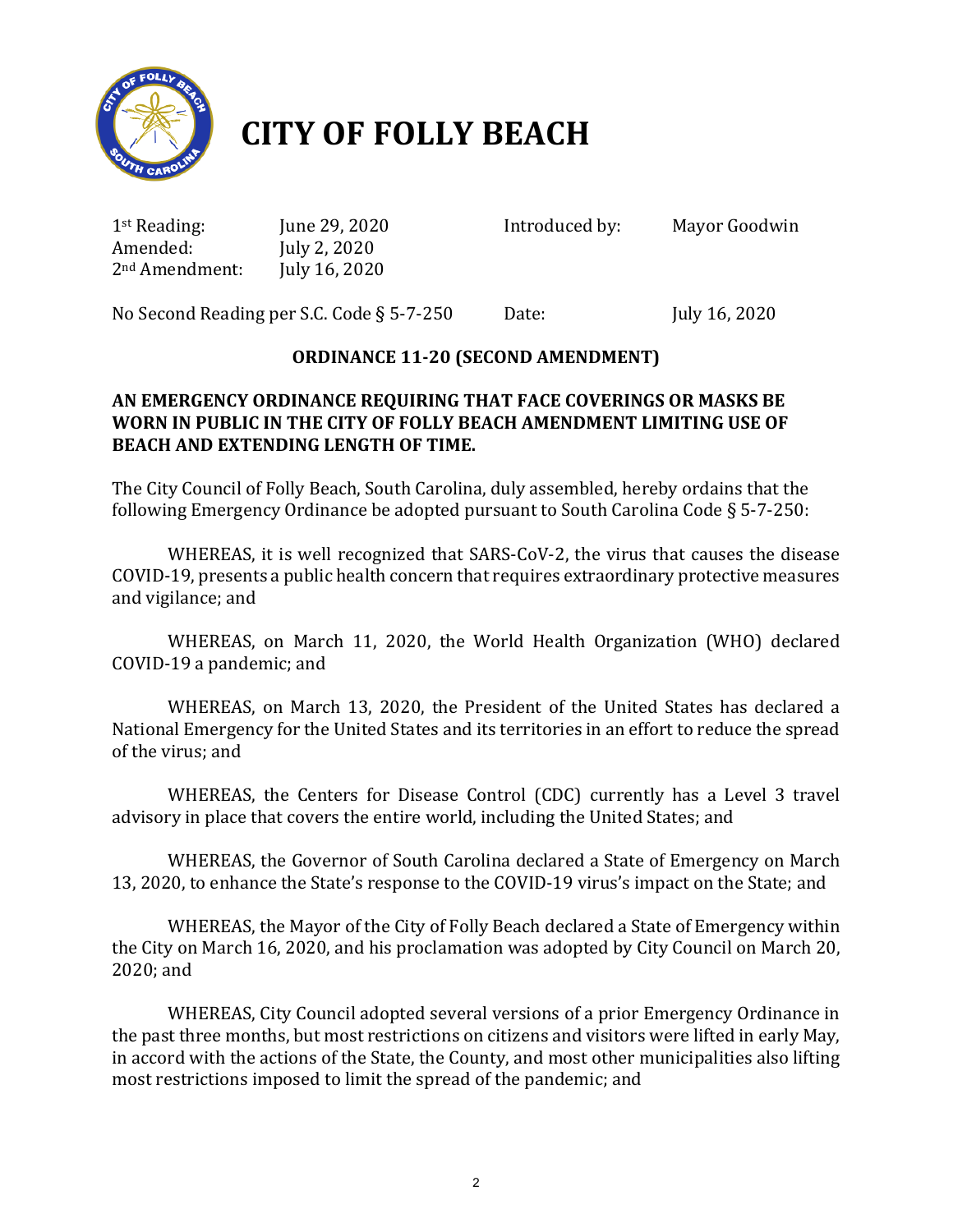# CITY OF FOLLY BEACH

| | | | |
|---|---|---|---|
| 1st Reading: | June 29, 2020 | Introduced by: | Mayor Goodwin |
| Amended: | July 2, 2020 | | |
| 2nd Amendment: | July 16, 2020 | | |

No Second Reading per S.C. Code § 5-7-250 Date: July 16, 2020

**ORDINANCE 11-20 (SECOND AMENDMENT)**

**AN EMERGENCY ORDINANCE REQUIRING THAT FACE COVERINGS OR MASKS BE WORN IN PUBLIC IN THE CITY OF FOLLY BEACH AMENDMENT LIMITING USE OF BEACH AND EXTENDING LENGTH OF TIME.**

The City Council of Folly Beach, South Carolina, duly assembled, hereby ordains that the following Emergency Ordinance be adopted pursuant to South Carolina Code § 5-7-250:

WHEREAS, it is well recognized that SARS-CoV-2, the virus that causes the disease COVID-19, presents a public health concern that requires extraordinary protective measures and vigilance; and

WHEREAS, on March 11, 2020, the World Health Organization (WHO) declared COVID-19 a pandemic; and

WHEREAS, on March 13, 2020, the President of the United States has declared a National Emergency for the United States and its territories in an effort to reduce the spread of the virus; and

WHEREAS, the Centers for Disease Control (CDC) currently has a Level 3 travel advisory in place that covers the entire world, including the United States; and

WHEREAS, the Governor of South Carolina declared a State of Emergency on March 13, 2020, to enhance the State's response to the COVID-19 virus's impact on the State; and

WHEREAS, the Mayor of the City of Folly Beach declared a State of Emergency within the City on March 16, 2020, and his proclamation was adopted by City Council on March 20, 2020; and

WHEREAS, City Council adopted several versions of a prior Emergency Ordinance in the past three months, but most restrictions on citizens and visitors were lifted in early May, in accord with the actions of the State, the County, and most other municipalities also lifting most restrictions imposed to limit the spread of the pandemic; and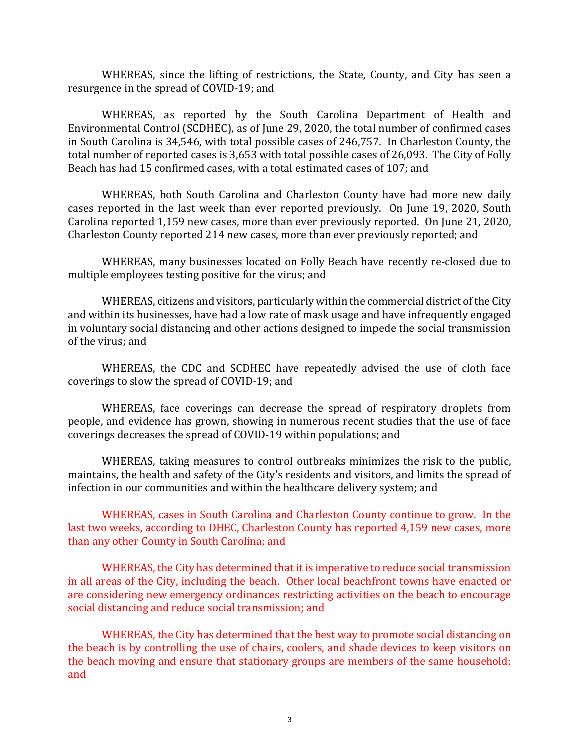WHEREAS, since the lifting of restrictions, the State, County, and City has seen a resurgence in the spread of COVID-19; and

WHEREAS, as reported by the South Carolina Department of Health and Environmental Control (SCDHEC), as of June 29, 2020, the total number of confirmed cases in South Carolina is 34,546, with total possible cases of 246,757. In Charleston County, the total number of reported cases is 3,653 with total possible cases of 26,093. The City of Folly Beach has had 15 confirmed cases, with a total estimated cases of 107; and

WHEREAS, both South Carolina and Charleston County have had more new daily cases reported in the last week than ever reported previously. On June 19, 2020, South Carolina reported 1,159 new cases, more than ever previously reported. On June 21, 2020, Charleston County reported 214 new cases, more than ever previously reported; and

WHEREAS, many businesses located on Folly Beach have recently re-closed due to multiple employees testing positive for the virus; and

WHEREAS, citizens and visitors, particularly within the commercial district of the City and within its businesses, have had a low rate of mask usage and have infrequently engaged in voluntary social distancing and other actions designed to impede the social transmission of the virus; and

WHEREAS, the CDC and SCDHEC have repeatedly advised the use of cloth face coverings to slow the spread of COVID-19; and

WHEREAS, face coverings can decrease the spread of respiratory droplets from people, and evidence has grown, showing in numerous recent studies that the use of face coverings decreases the spread of COVID-19 within populations; and

WHEREAS, taking measures to control outbreaks minimizes the risk to the public, maintains, the health and safety of the City's residents and visitors, and limits the spread of infection in our communities and within the healthcare delivery system; and

WHEREAS, cases in South Carolina and Charleston County continue to grow. In the last two weeks, according to DHEC, Charleston County has reported 4,159 new cases, more than any other County in South Carolina; and

WHEREAS, the City has determined that it is imperative to reduce social transmission in all areas of the City, including the beach. Other local beachfront towns have enacted or are considering new emergency ordinances restricting activities on the beach to encourage social distancing and reduce social transmission; and

WHEREAS, the City has determined that the best way to promote social distancing on the beach is by controlling the use of chairs, coolers, and shade devices to keep visitors on the beach moving and ensure that stationary groups are members of the same household; and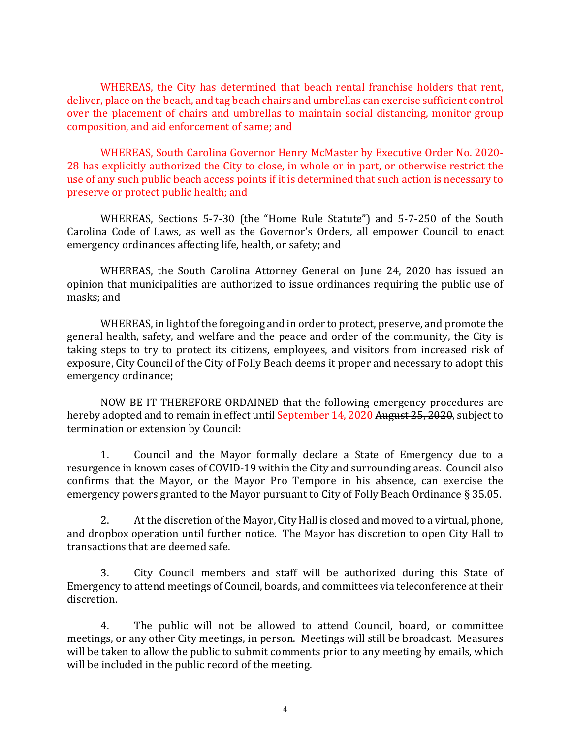WHEREAS, the City has determined that beach rental franchise holders that rent, deliver, place on the beach, and tag beach chairs and umbrellas can exercise sufficient control over the placement of chairs and umbrellas to maintain social distancing, monitor group composition, and aid enforcement of same; and

WHEREAS, South Carolina Governor Henry McMaster by Executive Order No. 2020-28 has explicitly authorized the City to close, in whole or in part, or otherwise restrict the use of any such public beach access points if it is determined that such action is necessary to preserve or protect public health; and

WHEREAS, Sections 5-7-30 (the "Home Rule Statute") and 5-7-250 of the South Carolina Code of Laws, as well as the Governor's Orders, all empower Council to enact emergency ordinances affecting life, health, or safety; and

WHEREAS, the South Carolina Attorney General on June 24, 2020 has issued an opinion that municipalities are authorized to issue ordinances requiring the public use of masks; and

WHEREAS, in light of the foregoing and in order to protect, preserve, and promote the general health, safety, and welfare and the peace and order of the community, the City is taking steps to try to protect its citizens, employees, and visitors from increased risk of exposure, City Council of the City of Folly Beach deems it proper and necessary to adopt this emergency ordinance;

NOW BE IT THEREFORE ORDAINED that the following emergency procedures are hereby adopted and to remain in effect until September 14, 2020 ~~August 25, 2020~~, subject to termination or extension by Council:

1. Council and the Mayor formally declare a State of Emergency due to a resurgence in known cases of COVID-19 within the City and surrounding areas. Council also confirms that the Mayor, or the Mayor Pro Tempore in his absence, can exercise the emergency powers granted to the Mayor pursuant to City of Folly Beach Ordinance § 35.05.

2. At the discretion of the Mayor, City Hall is closed and moved to a virtual, phone, and dropbox operation until further notice. The Mayor has discretion to open City Hall to transactions that are deemed safe.

3. City Council members and staff will be authorized during this State of Emergency to attend meetings of Council, boards, and committees via teleconference at their discretion.

4. The public will not be allowed to attend Council, board, or committee meetings, or any other City meetings, in person. Meetings will still be broadcast. Measures will be taken to allow the public to submit comments prior to any meeting by emails, which will be included in the public record of the meeting.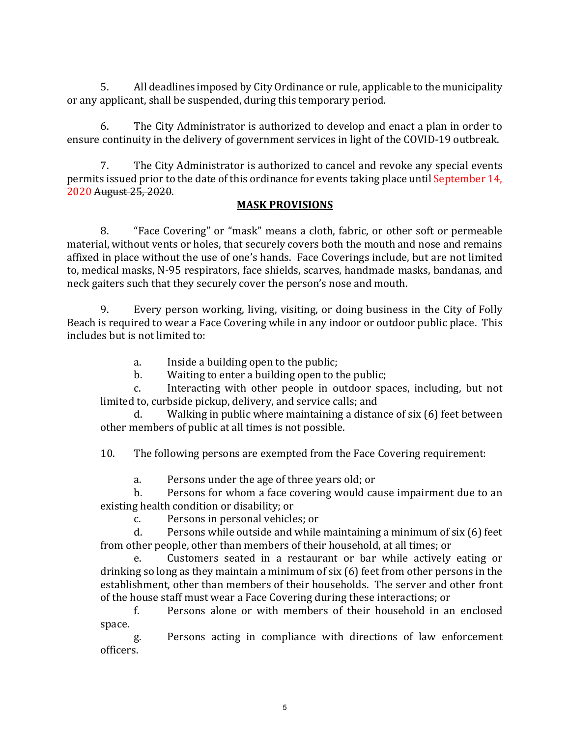5. All deadlines imposed by City Ordinance or rule, applicable to the municipality or any applicant, shall be suspended, during this temporary period.

6. The City Administrator is authorized to develop and enact a plan in order to ensure continuity in the delivery of government services in light of the COVID-19 outbreak.

7. The City Administrator is authorized to cancel and revoke any special events permits issued prior to the date of this ordinance for events taking place until September 14, 2020 ~~August 25, 2020~~.

**MASK PROVISIONS**

8. "Face Covering" or "mask" means a cloth, fabric, or other soft or permeable material, without vents or holes, that securely covers both the mouth and nose and remains affixed in place without the use of one's hands. Face Coverings include, but are not limited to, medical masks, N-95 respirators, face shields, scarves, handmade masks, bandanas, and neck gaiters such that they securely cover the person's nose and mouth.

9. Every person working, living, visiting, or doing business in the City of Folly Beach is required to wear a Face Covering while in any indoor or outdoor public place. This includes but is not limited to:

   a. Inside a building open to the public;
   b. Waiting to enter a building open to the public;
   c. Interacting with other people in outdoor spaces, including, but not limited to, curbside pickup, delivery, and service calls; and
   d. Walking in public where maintaining a distance of six (6) feet between other members of public at all times is not possible.

10. The following persons are exempted from the Face Covering requirement:

   a. Persons under the age of three years old; or
   b. Persons for whom a face covering would cause impairment due to an existing health condition or disability; or
   c. Persons in personal vehicles; or
   d. Persons while outside and while maintaining a minimum of six (6) feet from other people, other than members of their household, at all times; or
   e. Customers seated in a restaurant or bar while actively eating or drinking so long as they maintain a minimum of six (6) feet from other persons in the establishment, other than members of their households. The server and other front of the house staff must wear a Face Covering during these interactions; or
   f. Persons alone or with members of their household in an enclosed space.
   g. Persons acting in compliance with directions of law enforcement officers.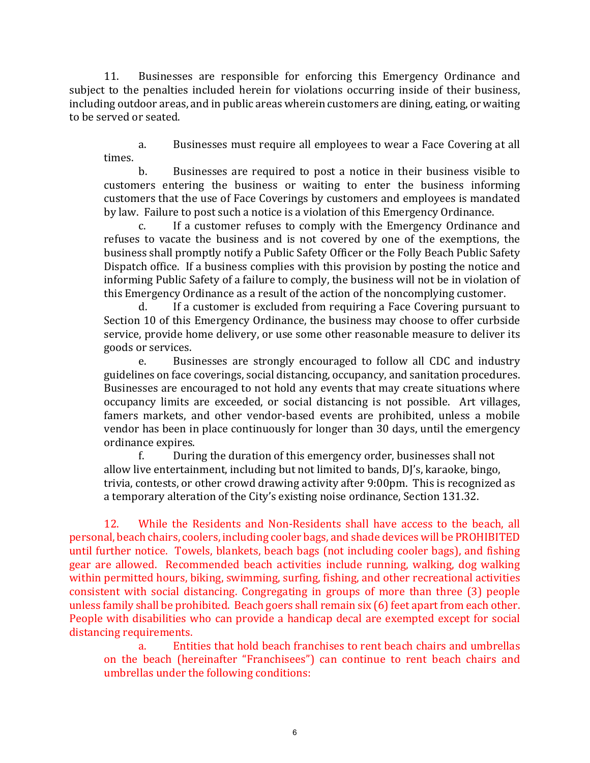11. Businesses are responsible for enforcing this Emergency Ordinance and subject to the penalties included herein for violations occurring inside of their business, including outdoor areas, and in public areas wherein customers are dining, eating, or waiting to be served or seated.

a. Businesses must require all employees to wear a Face Covering at all times.

b. Businesses are required to post a notice in their business visible to customers entering the business or waiting to enter the business informing customers that the use of Face Coverings by customers and employees is mandated by law. Failure to post such a notice is a violation of this Emergency Ordinance.

c. If a customer refuses to comply with the Emergency Ordinance and refuses to vacate the business and is not covered by one of the exemptions, the business shall promptly notify a Public Safety Officer or the Folly Beach Public Safety Dispatch office. If a business complies with this provision by posting the notice and informing Public Safety of a failure to comply, the business will not be in violation of this Emergency Ordinance as a result of the action of the noncomplying customer.

d. If a customer is excluded from requiring a Face Covering pursuant to Section 10 of this Emergency Ordinance, the business may choose to offer curbside service, provide home delivery, or use some other reasonable measure to deliver its goods or services.

e. Businesses are strongly encouraged to follow all CDC and industry guidelines on face coverings, social distancing, occupancy, and sanitation procedures. Businesses are encouraged to not hold any events that may create situations where occupancy limits are exceeded, or social distancing is not possible. Art villages, famers markets, and other vendor-based events are prohibited, unless a mobile vendor has been in place continuously for longer than 30 days, until the emergency ordinance expires.

f. During the duration of this emergency order, businesses shall not allow live entertainment, including but not limited to bands, DJ's, karaoke, bingo, trivia, contests, or other crowd drawing activity after 9:00pm. This is recognized as a temporary alteration of the City's existing noise ordinance, Section 131.32.

12. While the Residents and Non-Residents shall have access to the beach, all personal, beach chairs, coolers, including cooler bags, and shade devices will be PROHIBITED until further notice. Towels, blankets, beach bags (not including cooler bags), and fishing gear are allowed. Recommended beach activities include running, walking, dog walking within permitted hours, biking, swimming, surfing, fishing, and other recreational activities consistent with social distancing. Congregating in groups of more than three (3) people unless family shall be prohibited. Beach goers shall remain six (6) feet apart from each other. People with disabilities who can provide a handicap decal are exempted except for social distancing requirements.

a. Entities that hold beach franchises to rent beach chairs and umbrellas on the beach (hereinafter "Franchisees") can continue to rent beach chairs and umbrellas under the following conditions: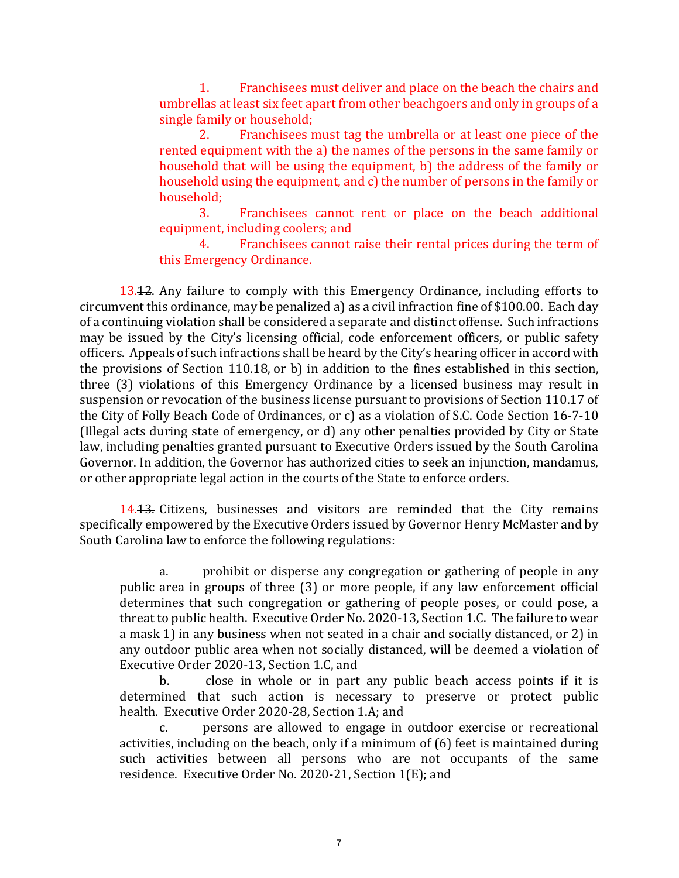1. Franchisees must deliver and place on the beach the chairs and umbrellas at least six feet apart from other beachgoers and only in groups of a single family or household;
2. Franchisees must tag the umbrella or at least one piece of the rented equipment with the a) the names of the persons in the same family or household that will be using the equipment, b) the address of the family or household using the equipment, and c) the number of persons in the family or household;
3. Franchisees cannot rent or place on the beach additional equipment, including coolers; and
4. Franchisees cannot raise their rental prices during the term of this Emergency Ordinance.

13.~~12~~. Any failure to comply with this Emergency Ordinance, including efforts to circumvent this ordinance, may be penalized a) as a civil infraction fine of $100.00. Each day of a continuing violation shall be considered a separate and distinct offense. Such infractions may be issued by the City's licensing official, code enforcement officers, or public safety officers. Appeals of such infractions shall be heard by the City's hearing officer in accord with the provisions of Section 110.18, or b) in addition to the fines established in this section, three (3) violations of this Emergency Ordinance by a licensed business may result in suspension or revocation of the business license pursuant to provisions of Section 110.17 of the City of Folly Beach Code of Ordinances, or c) as a violation of S.C. Code Section 16-7-10 (Illegal acts during state of emergency, or d) any other penalties provided by City or State law, including penalties granted pursuant to Executive Orders issued by the South Carolina Governor. In addition, the Governor has authorized cities to seek an injunction, mandamus, or other appropriate legal action in the courts of the State to enforce orders.

14.~~13.~~ Citizens, businesses and visitors are reminded that the City remains specifically empowered by the Executive Orders issued by Governor Henry McMaster and by South Carolina law to enforce the following regulations:

a. prohibit or disperse any congregation or gathering of people in any public area in groups of three (3) or more people, if any law enforcement official determines that such congregation or gathering of people poses, or could pose, a threat to public health. Executive Order No. 2020-13, Section 1.C. The failure to wear a mask 1) in any business when not seated in a chair and socially distanced, or 2) in any outdoor public area when not socially distanced, will be deemed a violation of Executive Order 2020-13, Section 1.C, and

b. close in whole or in part any public beach access points if it is determined that such action is necessary to preserve or protect public health. Executive Order 2020-28, Section 1.A; and

c. persons are allowed to engage in outdoor exercise or recreational activities, including on the beach, only if a minimum of (6) feet is maintained during such activities between all persons who are not occupants of the same residence. Executive Order No. 2020-21, Section 1(E); and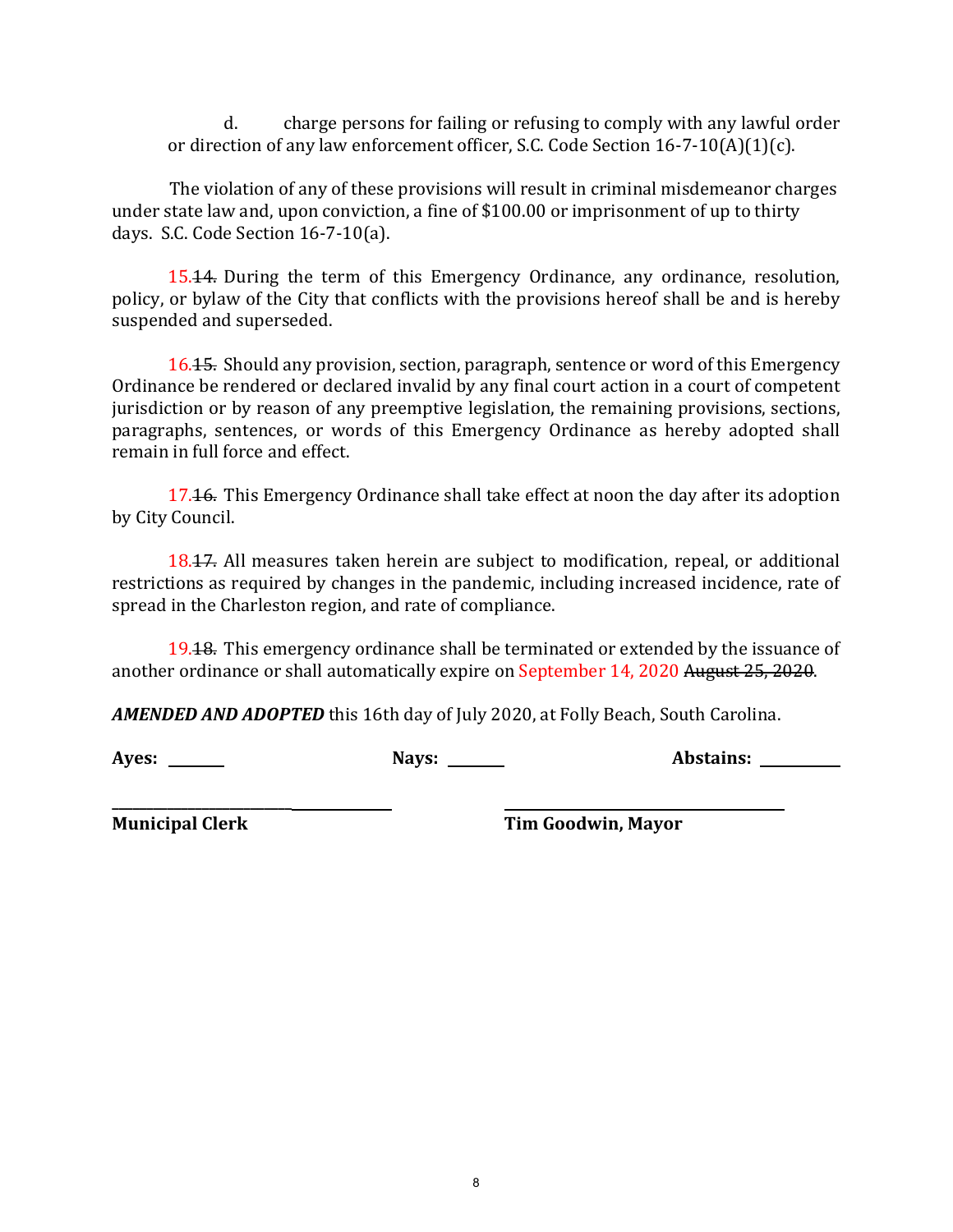d. charge persons for failing or refusing to comply with any lawful order or direction of any law enforcement officer, S.C. Code Section 16-7-10(A)(1)(c).

The violation of any of these provisions will result in criminal misdemeanor charges under state law and, upon conviction, a fine of $100.00 or imprisonment of up to thirty days. S.C. Code Section 16-7-10(a).

15.~~14.~~ During the term of this Emergency Ordinance, any ordinance, resolution, policy, or bylaw of the City that conflicts with the provisions hereof shall be and is hereby suspended and superseded.

16.~~15.~~ Should any provision, section, paragraph, sentence or word of this Emergency Ordinance be rendered or declared invalid by any final court action in a court of competent jurisdiction or by reason of any preemptive legislation, the remaining provisions, sections, paragraphs, sentences, or words of this Emergency Ordinance as hereby adopted shall remain in full force and effect.

17.~~16.~~ This Emergency Ordinance shall take effect at noon the day after its adoption by City Council.

18.~~17.~~ All measures taken herein are subject to modification, repeal, or additional restrictions as required by changes in the pandemic, including increased incidence, rate of spread in the Charleston region, and rate of compliance.

19.~~18.~~ This emergency ordinance shall be terminated or extended by the issuance of another ordinance or shall automatically expire on September 14, 2020 ~~August 25, 2020~~.

***AMENDED AND ADOPTED*** this 16th day of July 2020, at Folly Beach, South Carolina.

**Ayes:** ______ **Nays:** ______ **Abstains:** ________

______________________________ ______________________________

**Municipal Clerk** **Tim Goodwin, Mayor**